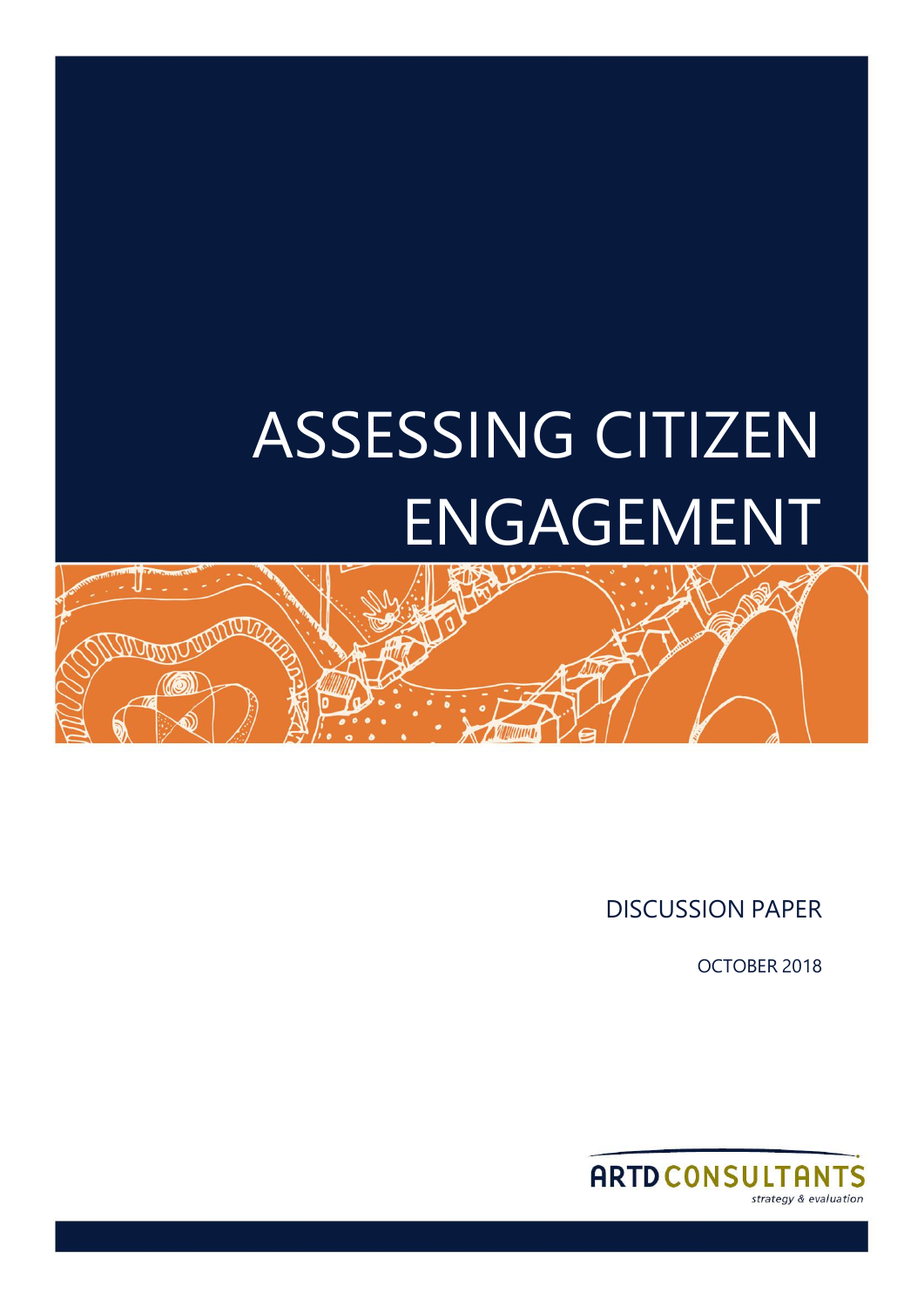# ASSESSING CITIZEN ENGAGEMENT

DISCUSSION PAPER

OCTOBER 2018

ARTD CONSULTANTS

*strategy & evaluation*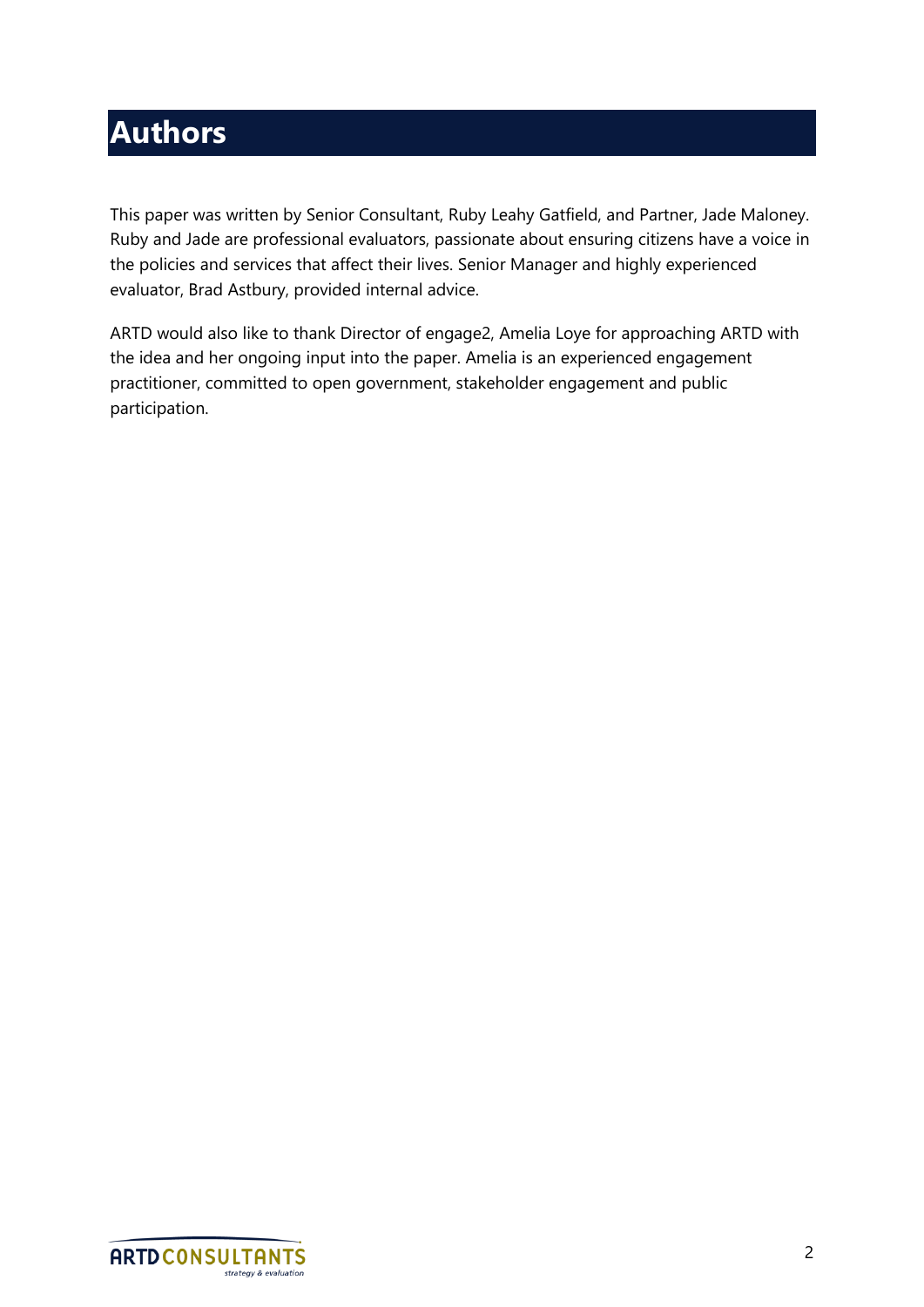# Authors

This paper was written by Senior Consultant, Ruby Leahy Gatfield, and Partner, Jade Maloney. Ruby and Jade are professional evaluators, passionate about ensuring citizens have a voice in the policies and services that affect their lives. Senior Manager and highly experienced evaluator, Brad Astbury, provided internal advice.

ARTD would also like to thank Director of engage2, Amelia Loye for approaching ARTD with the idea and her ongoing input into the paper. Amelia is an experienced engagement practitioner, committed to open government, stakeholder engagement and public participation.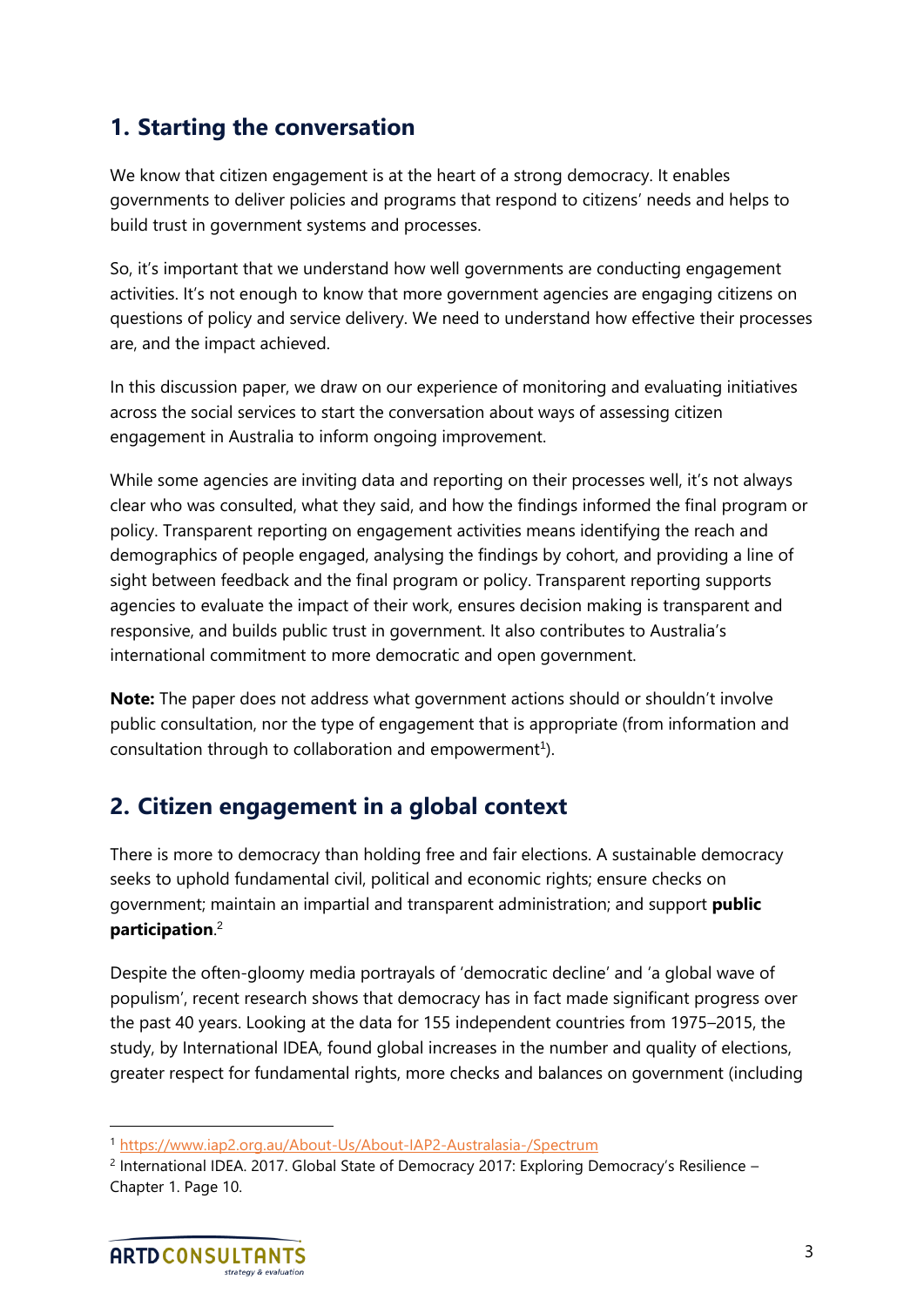## 1. Starting the conversation

We know that citizen engagement is at the heart of a strong democracy. It enables governments to deliver policies and programs that respond to citizens' needs and helps to build trust in government systems and processes.

So, it's important that we understand how well governments are conducting engagement activities. It's not enough to know that more government agencies are engaging citizens on questions of policy and service delivery. We need to understand how effective their processes are, and the impact achieved.

In this discussion paper, we draw on our experience of monitoring and evaluating initiatives across the social services to start the conversation about ways of assessing citizen engagement in Australia to inform ongoing improvement.

While some agencies are inviting data and reporting on their processes well, it's not always clear who was consulted, what they said, and how the findings informed the final program or policy. Transparent reporting on engagement activities means identifying the reach and demographics of people engaged, analysing the findings by cohort, and providing a line of sight between feedback and the final program or policy. Transparent reporting supports agencies to evaluate the impact of their work, ensures decision making is transparent and responsive, and builds public trust in government. It also contributes to Australia's international commitment to more democratic and open government.

**Note:** The paper does not address what government actions should or shouldn't involve public consultation, nor the type of engagement that is appropriate (from information and consultation through to collaboration and empowerment[1]).

## 2. Citizen engagement in a global context

There is more to democracy than holding free and fair elections. A sustainable democracy seeks to uphold fundamental civil, political and economic rights; ensure checks on government; maintain an impartial and transparent administration; and support **public participation**.[2]

Despite the often-gloomy media portrayals of 'democratic decline' and 'a global wave of populism', recent research shows that democracy has in fact made significant progress over the past 40 years. Looking at the data for 155 independent countries from 1975–2015, the study, by International IDEA, found global increases in the number and quality of elections, greater respect for fundamental rights, more checks and balances on government (including

---

[1] https://www.iap2.org.au/About-Us/About-IAP2-Australasia-/Spectrum

[2] International IDEA. 2017. Global State of Democracy 2017: Exploring Democracy's Resilience – Chapter 1. Page 10.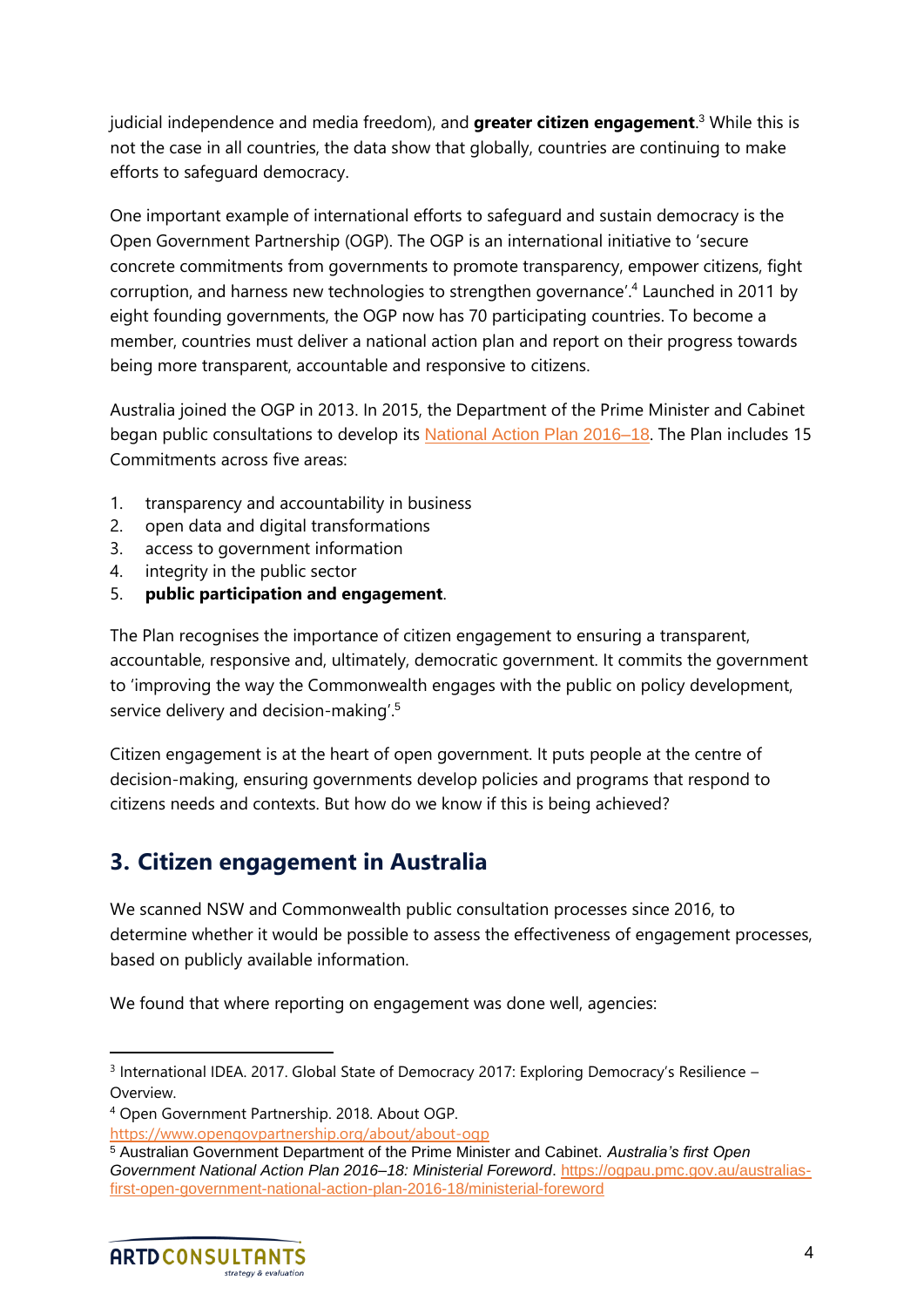judicial independence and media freedom), and **greater citizen engagement**.[3] While this is not the case in all countries, the data show that globally, countries are continuing to make efforts to safeguard democracy.

One important example of international efforts to safeguard and sustain democracy is the Open Government Partnership (OGP). The OGP is an international initiative to 'secure concrete commitments from governments to promote transparency, empower citizens, fight corruption, and harness new technologies to strengthen governance'.[4] Launched in 2011 by eight founding governments, the OGP now has 70 participating countries. To become a member, countries must deliver a national action plan and report on their progress towards being more transparent, accountable and responsive to citizens.

Australia joined the OGP in 2013. In 2015, the Department of the Prime Minister and Cabinet began public consultations to develop its National Action Plan 2016–18. The Plan includes 15 Commitments across five areas:

1. transparency and accountability in business
2. open data and digital transformations
3. access to government information
4. integrity in the public sector
5. **public participation and engagement**.

The Plan recognises the importance of citizen engagement to ensuring a transparent, accountable, responsive and, ultimately, democratic government. It commits the government to 'improving the way the Commonwealth engages with the public on policy development, service delivery and decision-making'.[5]

Citizen engagement is at the heart of open government. It puts people at the centre of decision-making, ensuring governments develop policies and programs that respond to citizens needs and contexts. But how do we know if this is being achieved?

## 3. Citizen engagement in Australia

We scanned NSW and Commonwealth public consultation processes since 2016, to determine whether it would be possible to assess the effectiveness of engagement processes, based on publicly available information.

We found that where reporting on engagement was done well, agencies:

---

[3] International IDEA. 2017. Global State of Democracy 2017: Exploring Democracy's Resilience – Overview.

[4] Open Government Partnership. 2018. About OGP. https://www.opengovpartnership.org/about/about-ogp

[5] Australian Government Department of the Prime Minister and Cabinet. *Australia's first Open Government National Action Plan 2016–18: Ministerial Foreword*. https://ogpau.pmc.gov.au/australias-first-open-government-national-action-plan-2016-18/ministerial-foreword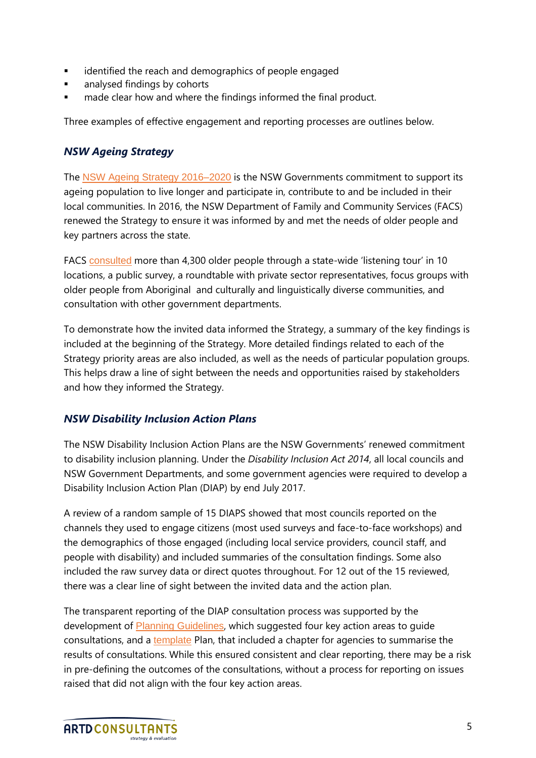- identified the reach and demographics of people engaged
- analysed findings by cohorts
- made clear how and where the findings informed the final product.

Three examples of effective engagement and reporting processes are outlines below.

### *NSW Ageing Strategy*

The NSW Ageing Strategy 2016–2020 is the NSW Governments commitment to support its ageing population to live longer and participate in, contribute to and be included in their local communities. In 2016, the NSW Department of Family and Community Services (FACS) renewed the Strategy to ensure it was informed by and met the needs of older people and key partners across the state.

FACS consulted more than 4,300 older people through a state-wide 'listening tour' in 10 locations, a public survey, a roundtable with private sector representatives, focus groups with older people from Aboriginal and culturally and linguistically diverse communities, and consultation with other government departments.

To demonstrate how the invited data informed the Strategy, a summary of the key findings is included at the beginning of the Strategy. More detailed findings related to each of the Strategy priority areas are also included, as well as the needs of particular population groups. This helps draw a line of sight between the needs and opportunities raised by stakeholders and how they informed the Strategy.

### *NSW Disability Inclusion Action Plans*

The NSW Disability Inclusion Action Plans are the NSW Governments' renewed commitment to disability inclusion planning. Under the *Disability Inclusion Act 2014*, all local councils and NSW Government Departments, and some government agencies were required to develop a Disability Inclusion Action Plan (DIAP) by end July 2017.

A review of a random sample of 15 DIAPS showed that most councils reported on the channels they used to engage citizens (most used surveys and face-to-face workshops) and the demographics of those engaged (including local service providers, council staff, and people with disability) and included summaries of the consultation findings. Some also included the raw survey data or direct quotes throughout. For 12 out of the 15 reviewed, there was a clear line of sight between the invited data and the action plan.

The transparent reporting of the DIAP consultation process was supported by the development of Planning Guidelines, which suggested four key action areas to guide consultations, and a template Plan, that included a chapter for agencies to summarise the results of consultations. While this ensured consistent and clear reporting, there may be a risk in pre-defining the outcomes of the consultations, without a process for reporting on issues raised that did not align with the four key action areas.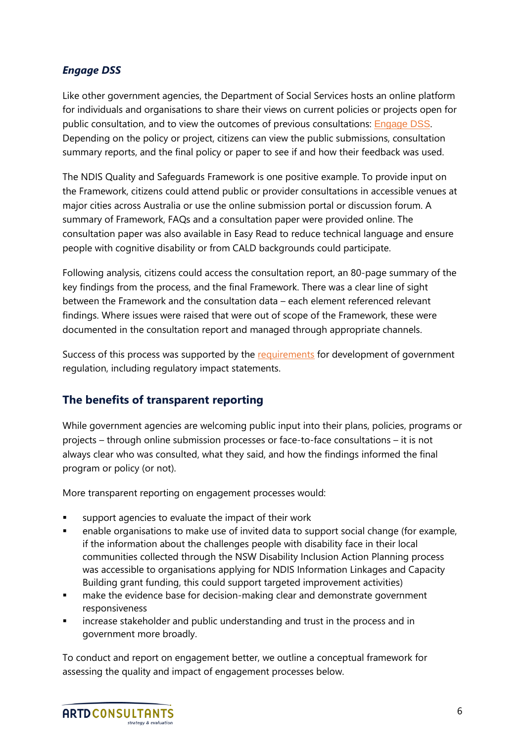### *Engage DSS*

Like other government agencies, the Department of Social Services hosts an online platform for individuals and organisations to share their views on current policies or projects open for public consultation, and to view the outcomes of previous consultations: Engage DSS. Depending on the policy or project, citizens can view the public submissions, consultation summary reports, and the final policy or paper to see if and how their feedback was used.

The NDIS Quality and Safeguards Framework is one positive example. To provide input on the Framework, citizens could attend public or provider consultations in accessible venues at major cities across Australia or use the online submission portal or discussion forum. A summary of Framework, FAQs and a consultation paper were provided online. The consultation paper was also available in Easy Read to reduce technical language and ensure people with cognitive disability or from CALD backgrounds could participate.

Following analysis, citizens could access the consultation report, an 80-page summary of the key findings from the process, and the final Framework. There was a clear line of sight between the Framework and the consultation data – each element referenced relevant findings. Where issues were raised that were out of scope of the Framework, these were documented in the consultation report and managed through appropriate channels.

Success of this process was supported by the requirements for development of government regulation, including regulatory impact statements.

## The benefits of transparent reporting

While government agencies are welcoming public input into their plans, policies, programs or projects – through online submission processes or face-to-face consultations – it is not always clear who was consulted, what they said, and how the findings informed the final program or policy (or not).

More transparent reporting on engagement processes would:

- support agencies to evaluate the impact of their work
- enable organisations to make use of invited data to support social change (for example, if the information about the challenges people with disability face in their local communities collected through the NSW Disability Inclusion Action Planning process was accessible to organisations applying for NDIS Information Linkages and Capacity Building grant funding, this could support targeted improvement activities)
- make the evidence base for decision-making clear and demonstrate government responsiveness
- increase stakeholder and public understanding and trust in the process and in government more broadly.

To conduct and report on engagement better, we outline a conceptual framework for assessing the quality and impact of engagement processes below.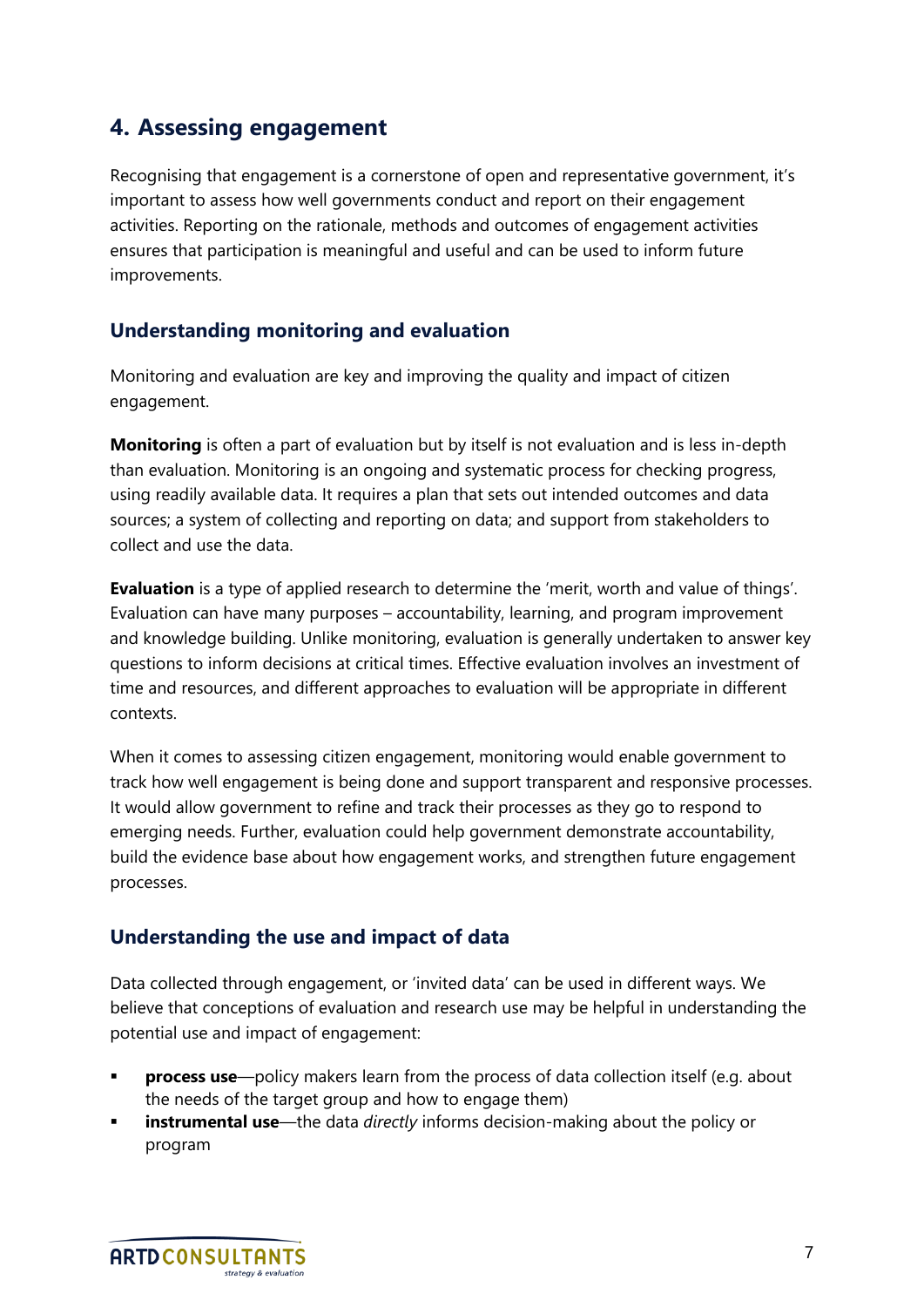## 4. Assessing engagement

Recognising that engagement is a cornerstone of open and representative government, it's important to assess how well governments conduct and report on their engagement activities. Reporting on the rationale, methods and outcomes of engagement activities ensures that participation is meaningful and useful and can be used to inform future improvements.

### Understanding monitoring and evaluation

Monitoring and evaluation are key and improving the quality and impact of citizen engagement.

**Monitoring** is often a part of evaluation but by itself is not evaluation and is less in-depth than evaluation. Monitoring is an ongoing and systematic process for checking progress, using readily available data. It requires a plan that sets out intended outcomes and data sources; a system of collecting and reporting on data; and support from stakeholders to collect and use the data.

**Evaluation** is a type of applied research to determine the 'merit, worth and value of things'. Evaluation can have many purposes – accountability, learning, and program improvement and knowledge building. Unlike monitoring, evaluation is generally undertaken to answer key questions to inform decisions at critical times. Effective evaluation involves an investment of time and resources, and different approaches to evaluation will be appropriate in different contexts.

When it comes to assessing citizen engagement, monitoring would enable government to track how well engagement is being done and support transparent and responsive processes. It would allow government to refine and track their processes as they go to respond to emerging needs. Further, evaluation could help government demonstrate accountability, build the evidence base about how engagement works, and strengthen future engagement processes.

### Understanding the use and impact of data

Data collected through engagement, or 'invited data' can be used in different ways. We believe that conceptions of evaluation and research use may be helpful in understanding the potential use and impact of engagement:

- **process use**—policy makers learn from the process of data collection itself (e.g. about the needs of the target group and how to engage them)
- **instrumental use**—the data *directly* informs decision-making about the policy or program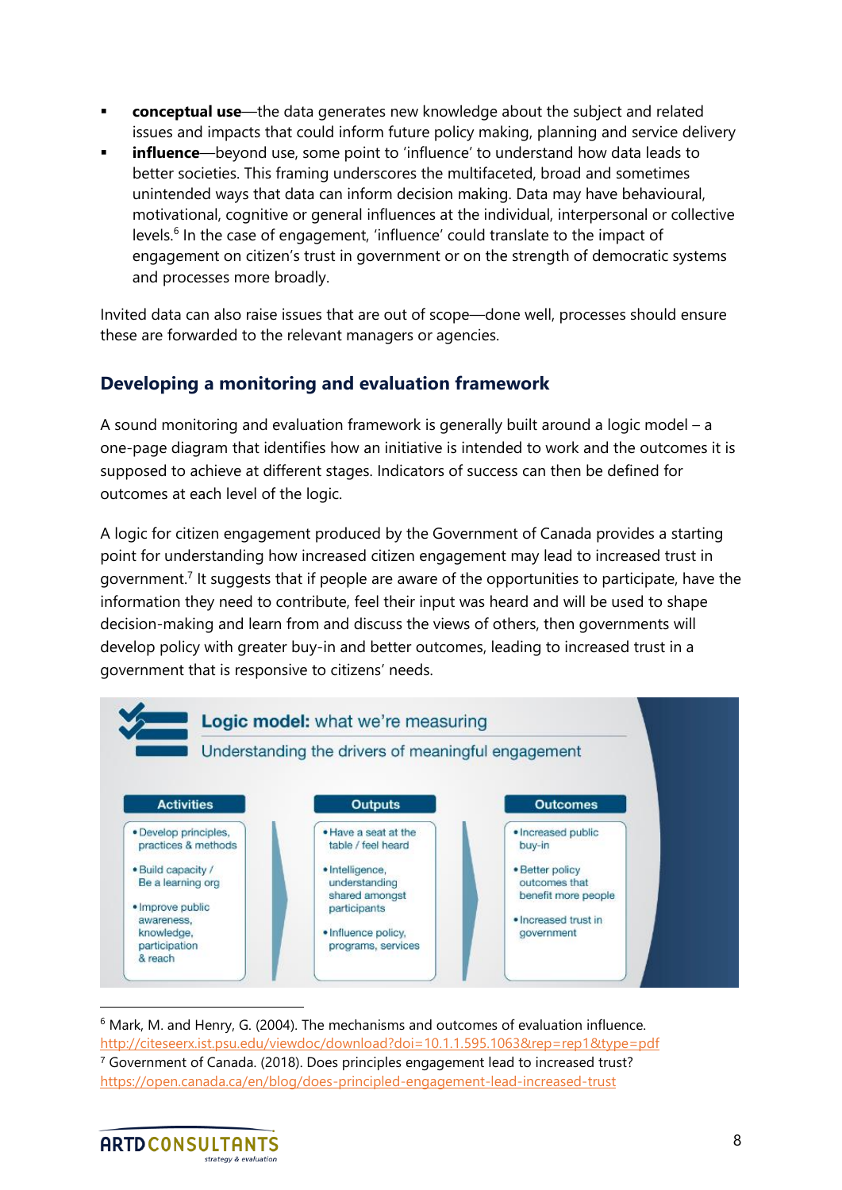- **conceptual use**—the data generates new knowledge about the subject and related issues and impacts that could inform future policy making, planning and service delivery
- **influence**—beyond use, some point to 'influence' to understand how data leads to better societies. This framing underscores the multifaceted, broad and sometimes unintended ways that data can inform decision making. Data may have behavioural, motivational, cognitive or general influences at the individual, interpersonal or collective levels.[6] In the case of engagement, 'influence' could translate to the impact of engagement on citizen's trust in government or on the strength of democratic systems and processes more broadly.

Invited data can also raise issues that are out of scope—done well, processes should ensure these are forwarded to the relevant managers or agencies.

## Developing a monitoring and evaluation framework

A sound monitoring and evaluation framework is generally built around a logic model – a one-page diagram that identifies how an initiative is intended to work and the outcomes it is supposed to achieve at different stages. Indicators of success can then be defined for outcomes at each level of the logic.

A logic for citizen engagement produced by the Government of Canada provides a starting point for understanding how increased citizen engagement may lead to increased trust in government.[7] It suggests that if people are aware of the opportunities to participate, have the information they need to contribute, feel their input was heard and will be used to shape decision-making and learn from and discuss the views of others, then governments will develop policy with greater buy-in and better outcomes, leading to increased trust in a government that is responsive to citizens' needs.

**Logic model:** what we're measuring

Understanding the drivers of meaningful engagement

| Activities | Outputs | Outcomes |
|---|---|---|
| • Develop principles, practices & methods<br>• Build capacity / Be a learning org<br>• Improve public awareness, knowledge, participation & reach | • Have a seat at the table / feel heard<br>• Intelligence, understanding shared amongst participants<br>• Influence policy, programs, services | • Increased public buy-in<br>• Better policy outcomes that benefit more people<br>• Increased trust in government |

---

[6] Mark, M. and Henry, G. (2004). The mechanisms and outcomes of evaluation influence. http://citeseerx.ist.psu.edu/viewdoc/download?doi=10.1.1.595.1063&rep=rep1&type=pdf

[7] Government of Canada. (2018). Does principles engagement lead to increased trust? https://open.canada.ca/en/blog/does-principled-engagement-lead-increased-trust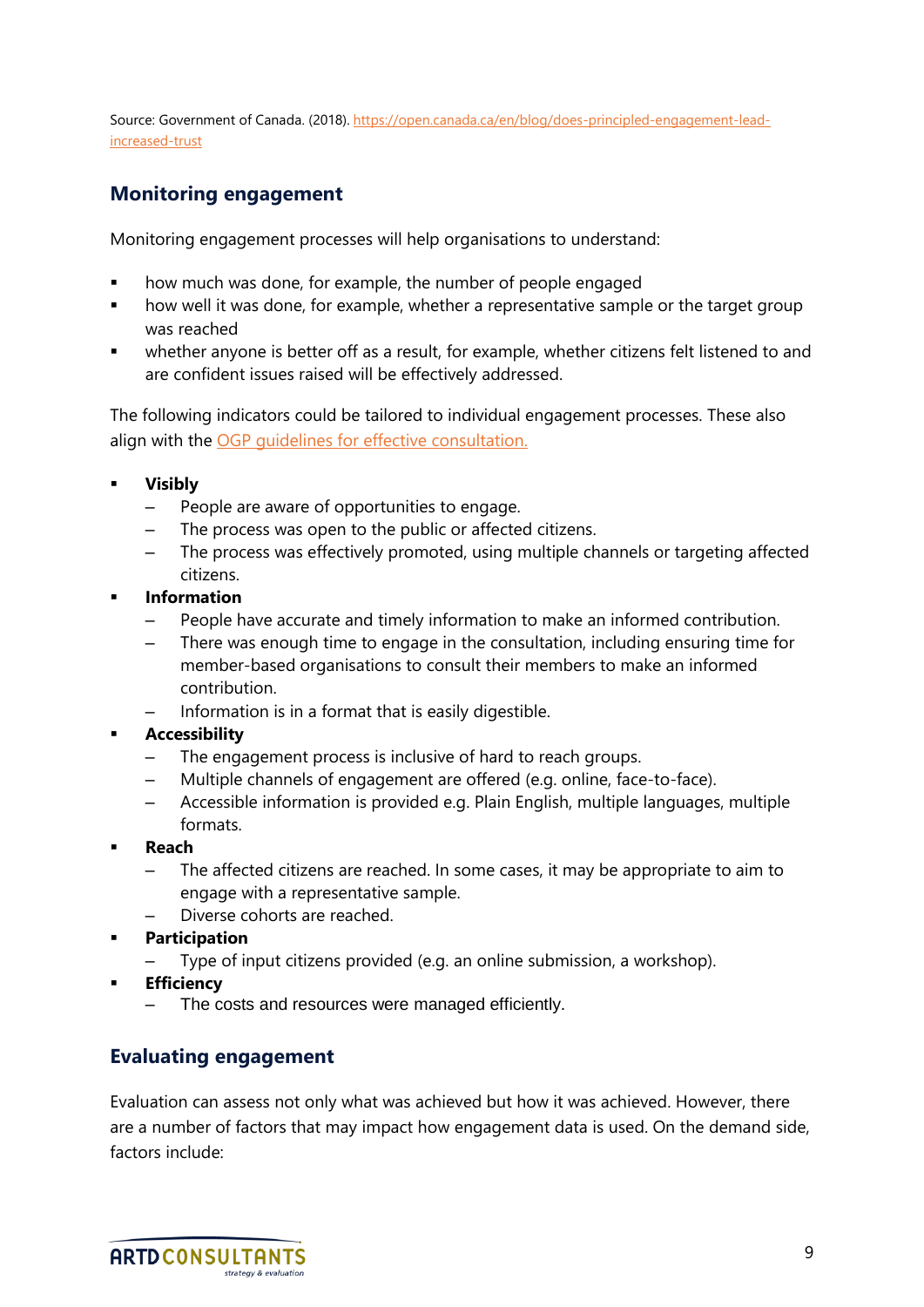Source: Government of Canada. (2018). [https://open.canada.ca/en/blog/does-principled-engagement-lead-increased-trust](https://open.canada.ca/en/blog/does-principled-engagement-lead-increased-trust)

## Monitoring engagement

Monitoring engagement processes will help organisations to understand:

- how much was done, for example, the number of people engaged
- how well it was done, for example, whether a representative sample or the target group was reached
- whether anyone is better off as a result, for example, whether citizens felt listened to and are confident issues raised will be effectively addressed.

The following indicators could be tailored to individual engagement processes. These also align with the OGP guidelines for effective consultation.

- **Visibly**
  - People are aware of opportunities to engage.
  - The process was open to the public or affected citizens.
  - The process was effectively promoted, using multiple channels or targeting affected citizens.
- **Information**
  - People have accurate and timely information to make an informed contribution.
  - There was enough time to engage in the consultation, including ensuring time for member-based organisations to consult their members to make an informed contribution.
  - Information is in a format that is easily digestible.
- **Accessibility**
  - The engagement process is inclusive of hard to reach groups.
  - Multiple channels of engagement are offered (e.g. online, face-to-face).
  - Accessible information is provided e.g. Plain English, multiple languages, multiple formats.
- **Reach**
  - The affected citizens are reached. In some cases, it may be appropriate to aim to engage with a representative sample.
  - Diverse cohorts are reached.
- **Participation**
  - Type of input citizens provided (e.g. an online submission, a workshop).
- **Efficiency**
  - The costs and resources were managed efficiently.

## Evaluating engagement

Evaluation can assess not only what was achieved but how it was achieved. However, there are a number of factors that may impact how engagement data is used. On the demand side, factors include: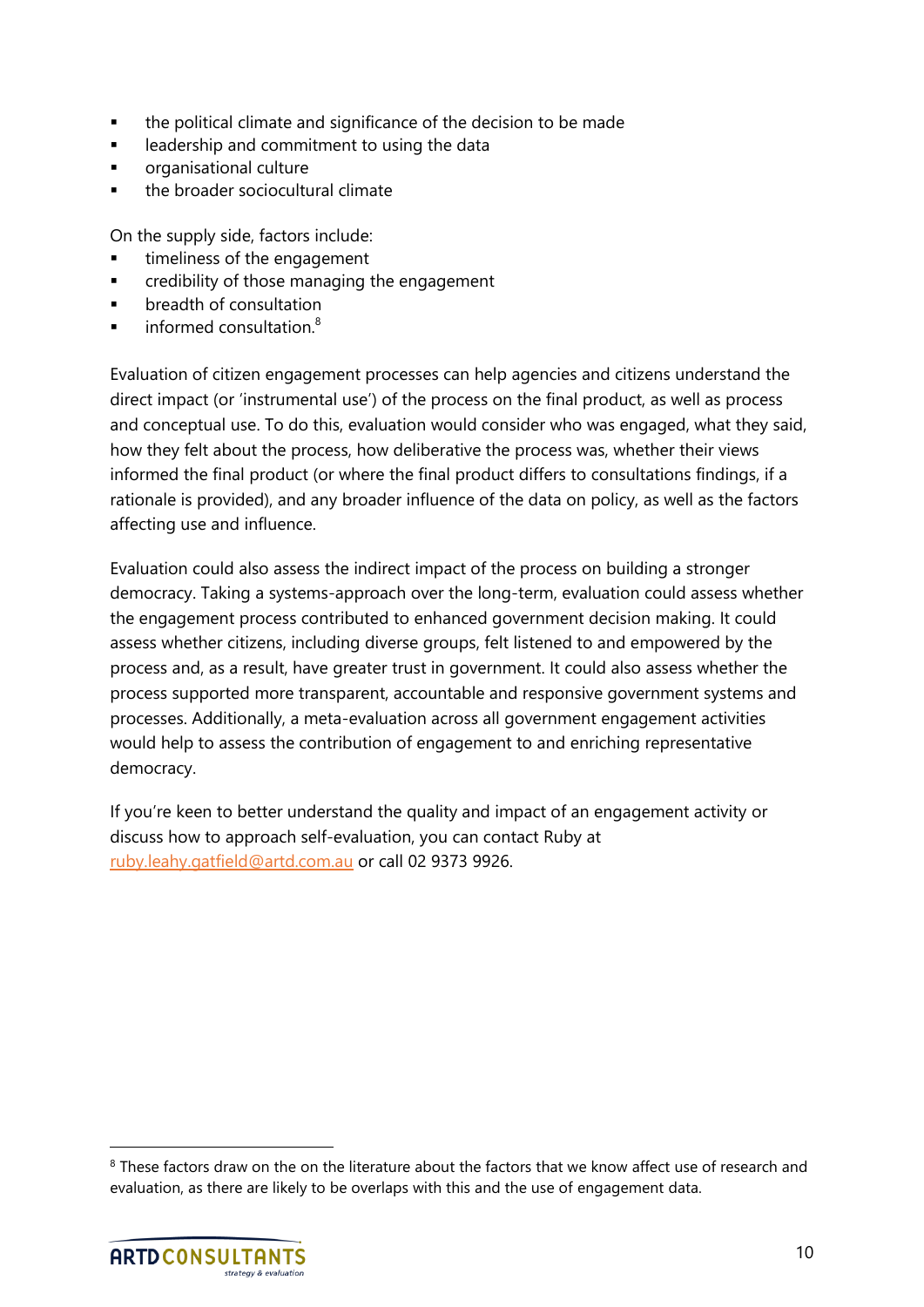- the political climate and significance of the decision to be made
- leadership and commitment to using the data
- organisational culture
- the broader sociocultural climate

On the supply side, factors include:

- timeliness of the engagement
- credibility of those managing the engagement
- breadth of consultation
- informed consultation.[8]

Evaluation of citizen engagement processes can help agencies and citizens understand the direct impact (or 'instrumental use') of the process on the final product, as well as process and conceptual use. To do this, evaluation would consider who was engaged, what they said, how they felt about the process, how deliberative the process was, whether their views informed the final product (or where the final product differs to consultations findings, if a rationale is provided), and any broader influence of the data on policy, as well as the factors affecting use and influence.

Evaluation could also assess the indirect impact of the process on building a stronger democracy. Taking a systems-approach over the long-term, evaluation could assess whether the engagement process contributed to enhanced government decision making. It could assess whether citizens, including diverse groups, felt listened to and empowered by the process and, as a result, have greater trust in government. It could also assess whether the process supported more transparent, accountable and responsive government systems and processes. Additionally, a meta-evaluation across all government engagement activities would help to assess the contribution of engagement to and enriching representative democracy.

If you're keen to better understand the quality and impact of an engagement activity or discuss how to approach self-evaluation, you can contact Ruby at ruby.leahy.gatfield@artd.com.au or call 02 9373 9926.

---

[8] These factors draw on the on the literature about the factors that we know affect use of research and evaluation, as there are likely to be overlaps with this and the use of engagement data.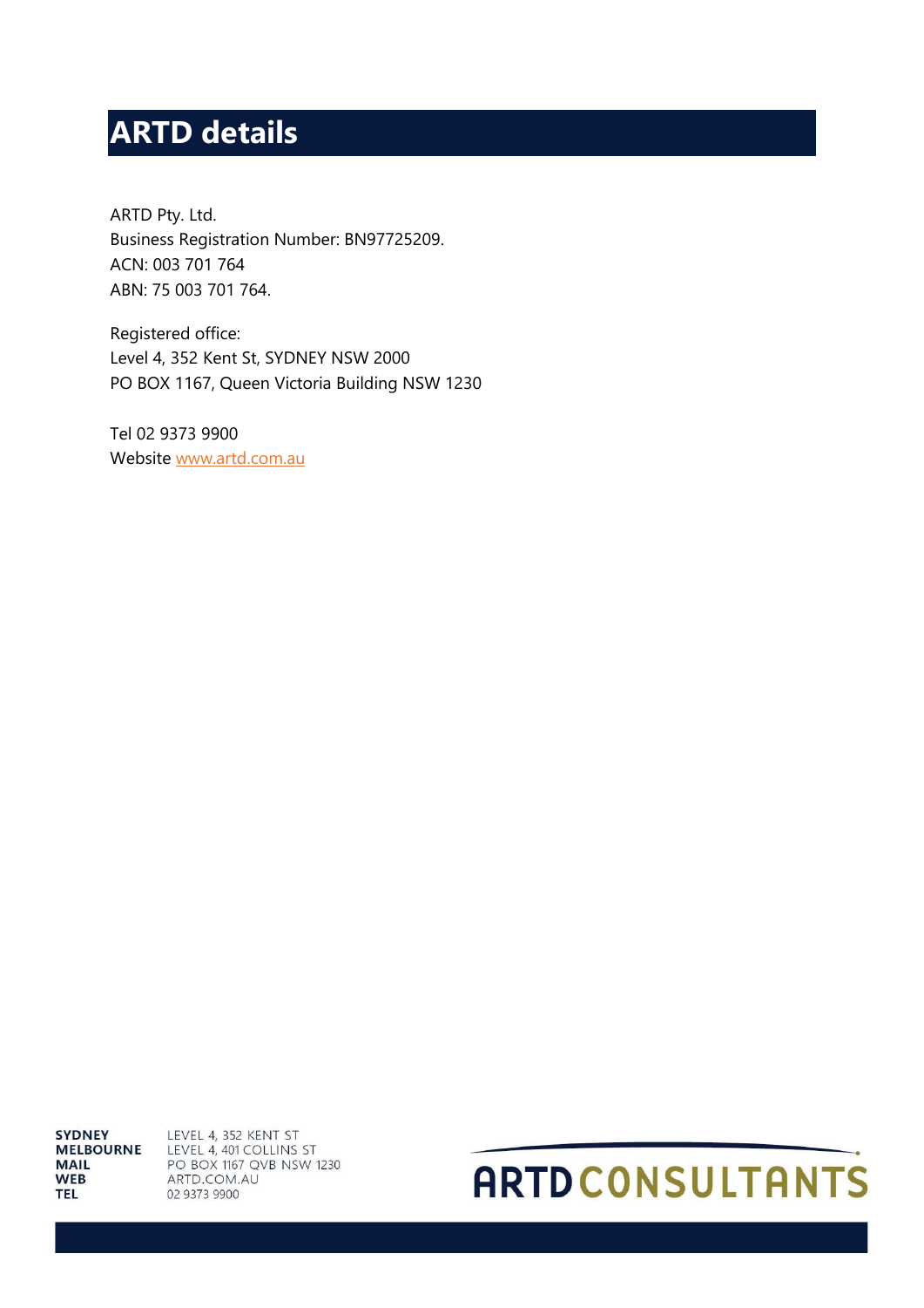# ARTD details

ARTD Pty. Ltd.
Business Registration Number: BN97725209.
ACN: 003 701 764
ABN: 75 003 701 764.

Registered office:
Level 4, 352 Kent St, SYDNEY NSW 2000
PO BOX 1167, Queen Victoria Building NSW 1230

Tel 02 9373 9900
Website [www.artd.com.au](http://www.artd.com.au)

**SYDNEY** LEVEL 4, 352 KENT ST
**MELBOURNE** LEVEL 4, 401 COLLINS ST
**MAIL** PO BOX 1167 QVB NSW 1230
**WEB** ARTD.COM.AU
**TEL** 02 9373 9900

ARTD CONSULTANTS